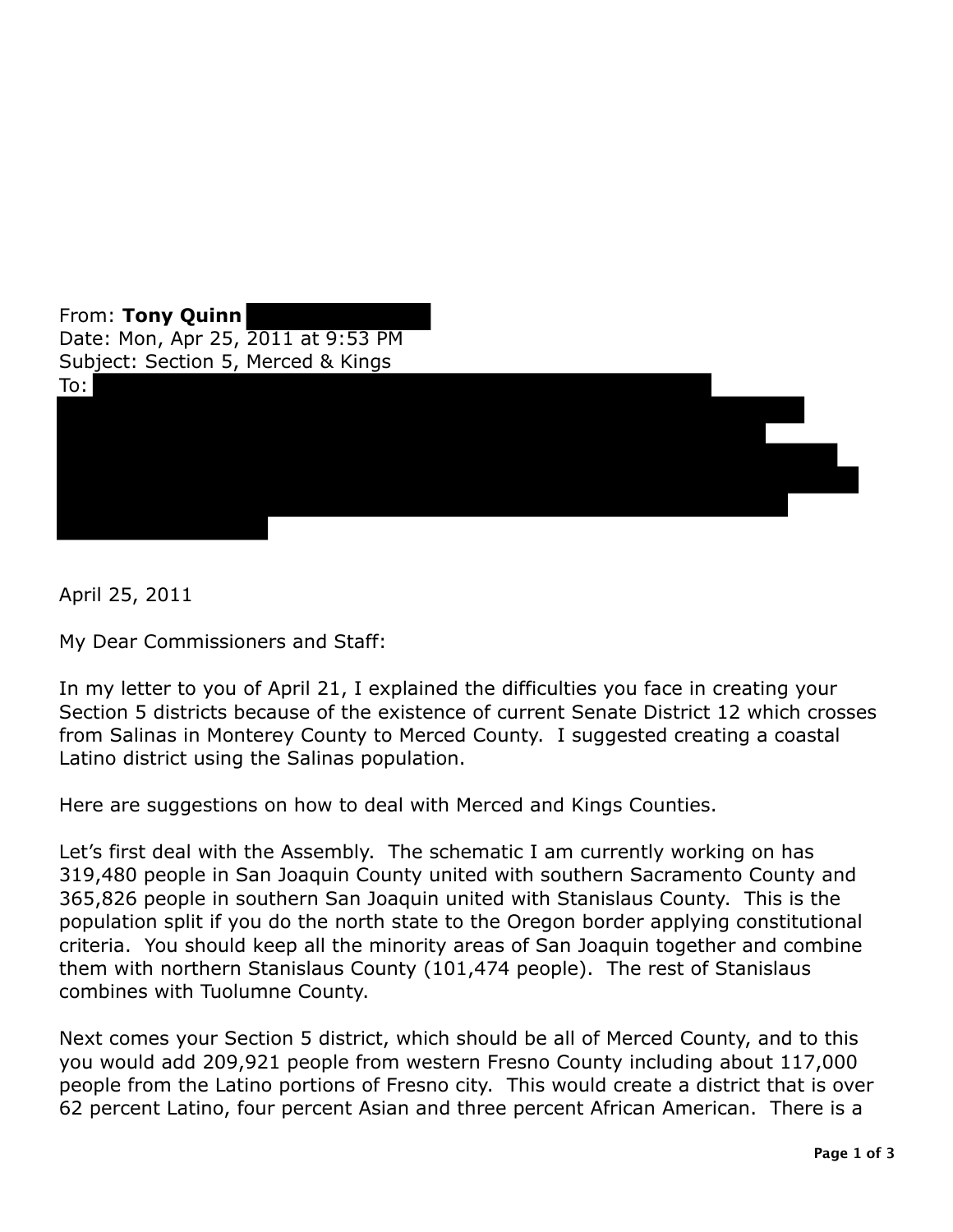From: **Tony Quinn**
Date: Mon, Apr 25, 2011 at 9:53 PM
Subject: Section 5, Merced & Kings
To:

April 25, 2011

My Dear Commissioners and Staff:

In my letter to you of April 21, I explained the difficulties you face in creating your Section 5 districts because of the existence of current Senate District 12 which crosses from Salinas in Monterey County to Merced County. I suggested creating a coastal Latino district using the Salinas population.

Here are suggestions on how to deal with Merced and Kings Counties.

Let's first deal with the Assembly. The schematic I am currently working on has 319,480 people in San Joaquin County united with southern Sacramento County and 365,826 people in southern San Joaquin united with Stanislaus County. This is the population split if you do the north state to the Oregon border applying constitutional criteria. You should keep all the minority areas of San Joaquin together and combine them with northern Stanislaus County (101,474 people). The rest of Stanislaus combines with Tuolumne County.

Next comes your Section 5 district, which should be all of Merced County, and to this you would add 209,921 people from western Fresno County including about 117,000 people from the Latino portions of Fresno city. This would create a district that is over 62 percent Latino, four percent Asian and three percent African American. There is a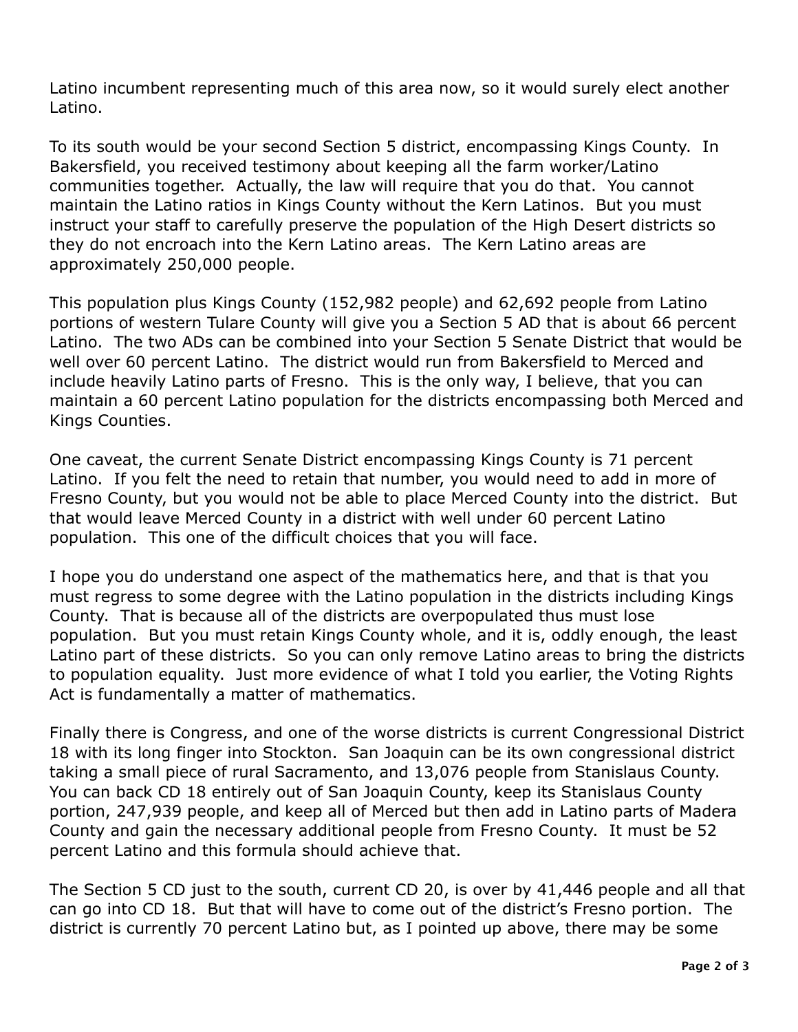Latino incumbent representing much of this area now, so it would surely elect another Latino.

To its south would be your second Section 5 district, encompassing Kings County. In Bakersfield, you received testimony about keeping all the farm worker/Latino communities together. Actually, the law will require that you do that. You cannot maintain the Latino ratios in Kings County without the Kern Latinos. But you must instruct your staff to carefully preserve the population of the High Desert districts so they do not encroach into the Kern Latino areas. The Kern Latino areas are approximately 250,000 people.

This population plus Kings County (152,982 people) and 62,692 people from Latino portions of western Tulare County will give you a Section 5 AD that is about 66 percent Latino. The two ADs can be combined into your Section 5 Senate District that would be well over 60 percent Latino. The district would run from Bakersfield to Merced and include heavily Latino parts of Fresno. This is the only way, I believe, that you can maintain a 60 percent Latino population for the districts encompassing both Merced and Kings Counties.

One caveat, the current Senate District encompassing Kings County is 71 percent Latino. If you felt the need to retain that number, you would need to add in more of Fresno County, but you would not be able to place Merced County into the district. But that would leave Merced County in a district with well under 60 percent Latino population. This one of the difficult choices that you will face.

I hope you do understand one aspect of the mathematics here, and that is that you must regress to some degree with the Latino population in the districts including Kings County. That is because all of the districts are overpopulated thus must lose population. But you must retain Kings County whole, and it is, oddly enough, the least Latino part of these districts. So you can only remove Latino areas to bring the districts to population equality. Just more evidence of what I told you earlier, the Voting Rights Act is fundamentally a matter of mathematics.

Finally there is Congress, and one of the worse districts is current Congressional District 18 with its long finger into Stockton. San Joaquin can be its own congressional district taking a small piece of rural Sacramento, and 13,076 people from Stanislaus County. You can back CD 18 entirely out of San Joaquin County, keep its Stanislaus County portion, 247,939 people, and keep all of Merced but then add in Latino parts of Madera County and gain the necessary additional people from Fresno County. It must be 52 percent Latino and this formula should achieve that.

The Section 5 CD just to the south, current CD 20, is over by 41,446 people and all that can go into CD 18. But that will have to come out of the district's Fresno portion. The district is currently 70 percent Latino but, as I pointed up above, there may be some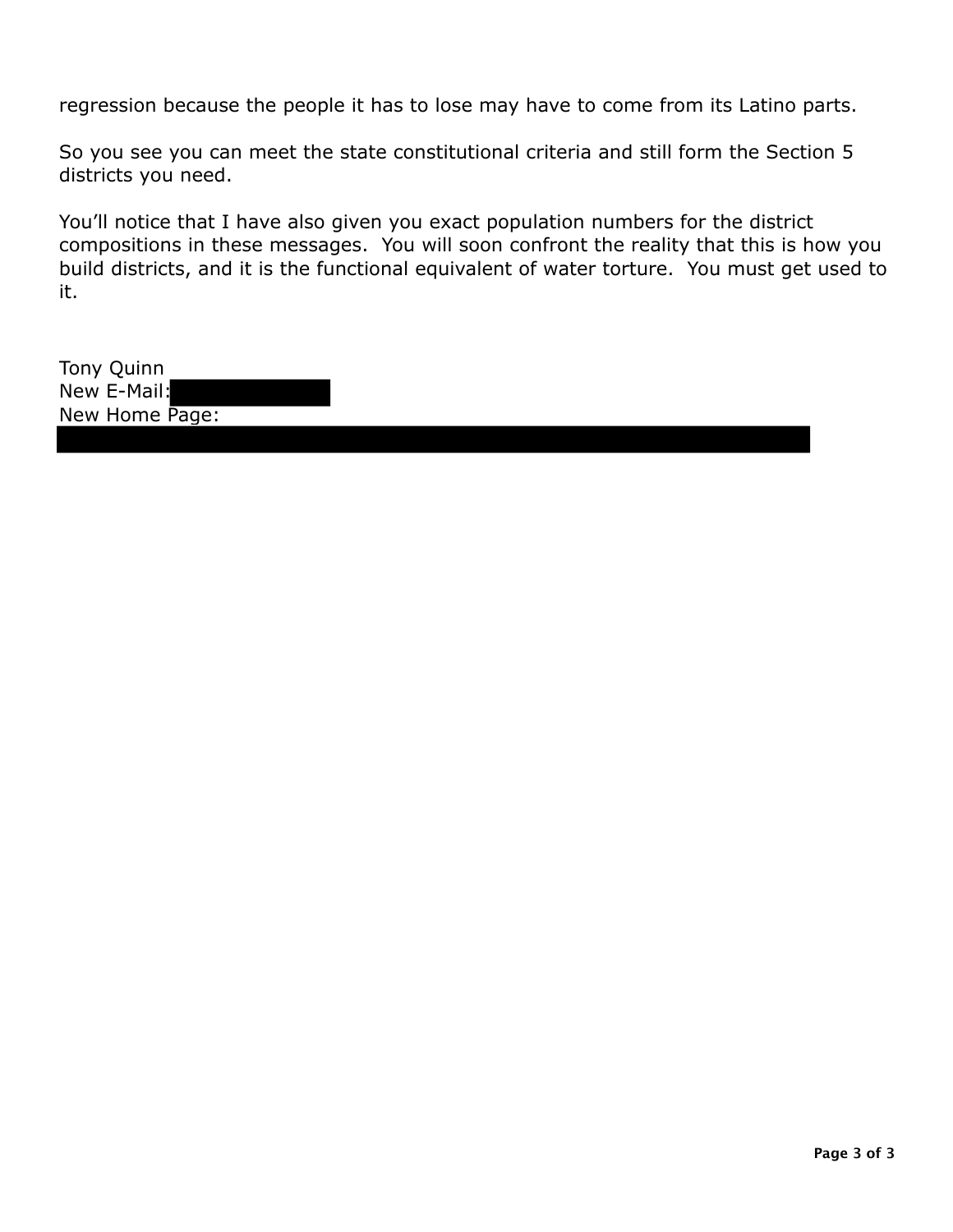regression because the people it has to lose may have to come from its Latino parts.

So you see you can meet the state constitutional criteria and still form the Section 5 districts you need.

You'll notice that I have also given you exact population numbers for the district compositions in these messages. You will soon confront the reality that this is how you build districts, and it is the functional equivalent of water torture. You must get used to it.

Tony Quinn
New E-Mail:
New Home Page: